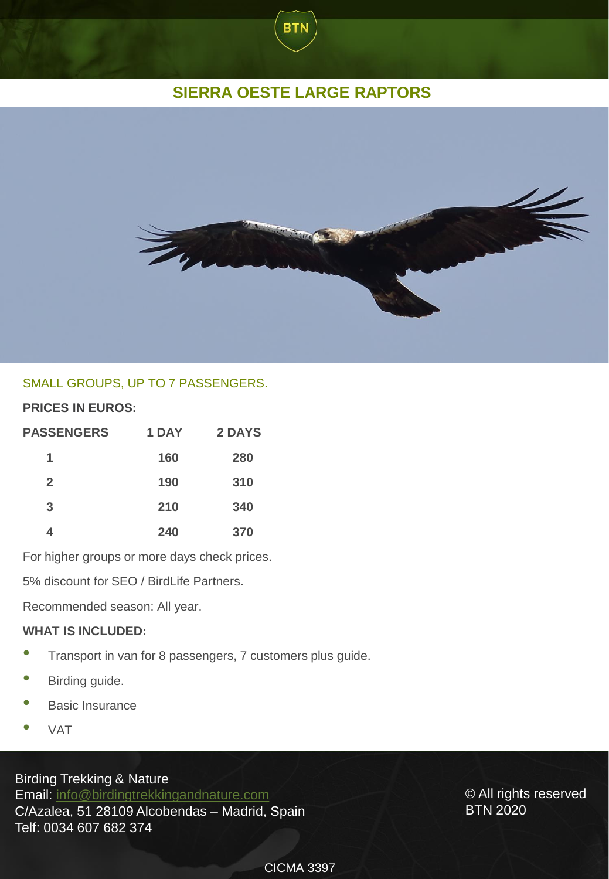# SIERRA OESTE LARGE RAPTORS

SMALL GROUPS, UP TO 7 PASSENGERS.

**PRICES IN EUROS:**

| PASSENGERS | 1 DAY | 2 DAYS |
|---|---|---|
| 1 | 160 | 280 |
| 2 | 190 | 310 |
| 3 | 210 | 340 |
| 4 | 240 | 370 |

For higher groups or more days check prices.

5% discount for SEO / BirdLife Partners.

Recommended season: All year.

**WHAT IS INCLUDED:**

- Transport in van for 8 passengers, 7 customers plus guide.
- Birding guide.
- Basic Insurance
- VAT

Birding Trekking & Nature
Email: info@birdingtrekkingandnature.com
C/Azalea, 51 28109 Alcobendas – Madrid, Spain
Telf: 0034 607 682 374

© All rights reserved
BTN 2020

CICMA 3397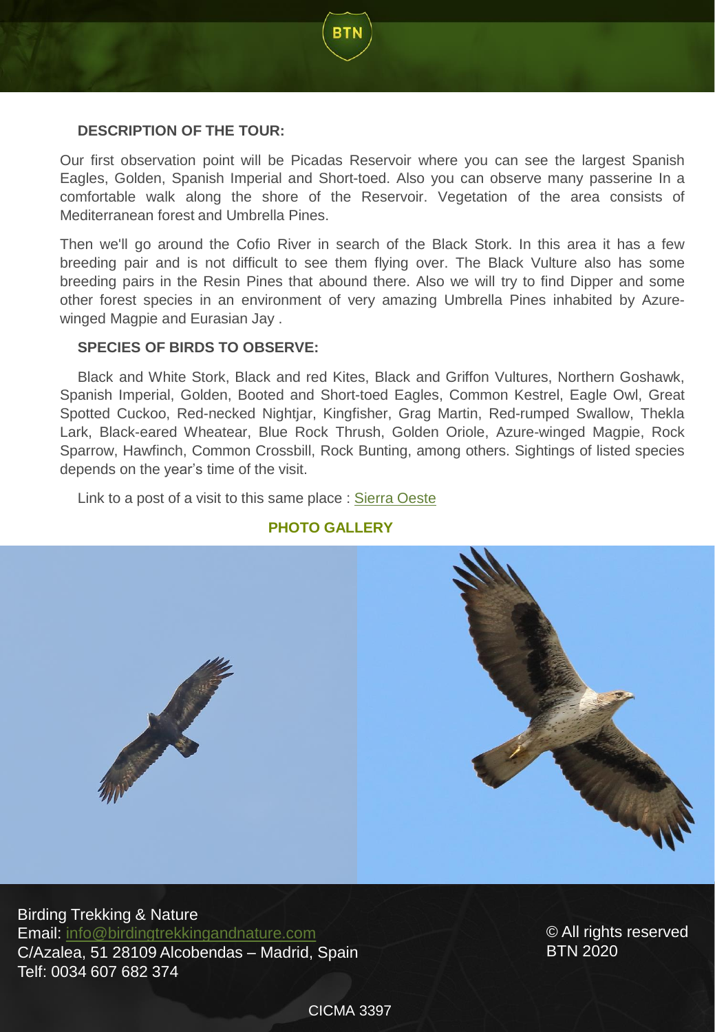**DESCRIPTION OF THE TOUR:**

Our first observation point will be Picadas Reservoir where you can see the largest Spanish Eagles, Golden, Spanish Imperial and Short-toed. Also you can observe many passerine In a comfortable walk along the shore of the Reservoir. Vegetation of the area consists of Mediterranean forest and Umbrella Pines.

Then we'll go around the Cofio River in search of the Black Stork. In this area it has a few breeding pair and is not difficult to see them flying over. The Black Vulture also has some breeding pairs in the Resin Pines that abound there. Also we will try to find Dipper and some other forest species in an environment of very amazing Umbrella Pines inhabited by Azure-winged Magpie and Eurasian Jay .

**SPECIES OF BIRDS TO OBSERVE:**

Black and White Stork, Black and red Kites, Black and Griffon Vultures, Northern Goshawk, Spanish Imperial, Golden, Booted and Short-toed Eagles, Common Kestrel, Eagle Owl, Great Spotted Cuckoo, Red-necked Nightjar, Kingfisher, Grag Martin, Red-rumped Swallow, Thekla Lark, Black-eared Wheatear, Blue Rock Thrush, Golden Oriole, Azure-winged Magpie, Rock Sparrow, Hawfinch, Common Crossbill, Rock Bunting, among others. Sightings of listed species depends on the year's time of the visit.

Link to a post of a visit to this same place : Sierra Oeste

**PHOTO GALLERY**

Birding Trekking & Nature
Email: info@birdingtrekkingandnature.com
C/Azalea, 51 28109 Alcobendas – Madrid, Spain
Telf: 0034 607 682 374

© All rights reserved
BTN 2020

CICMA 3397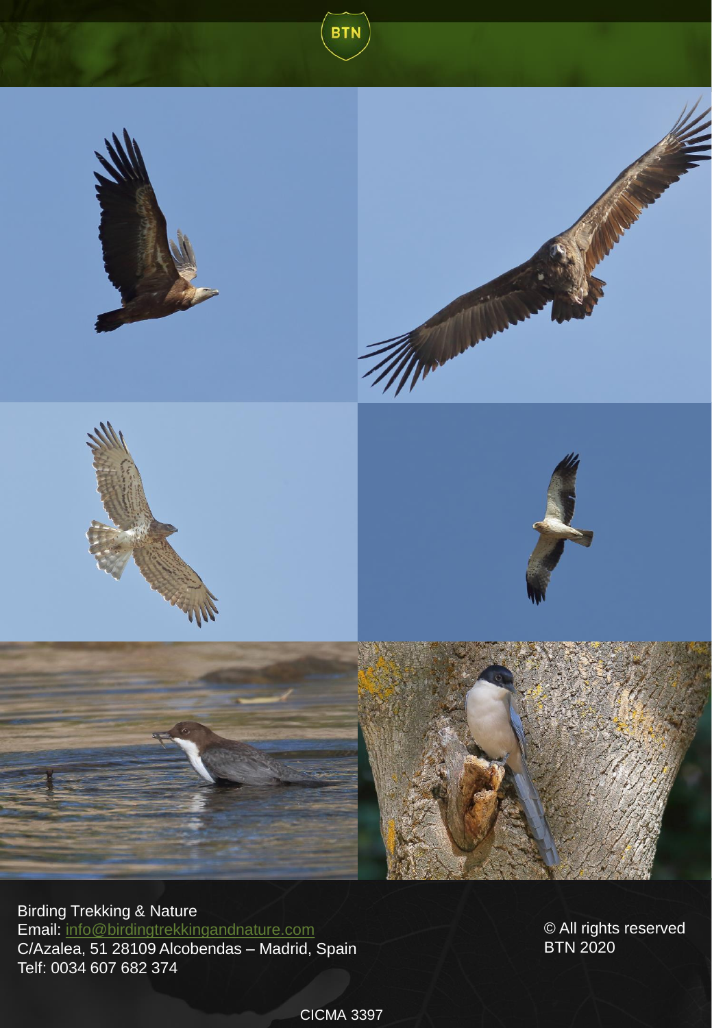Birding Trekking & Nature
Email: info@birdingtrekkingandnature.com
C/Azalea, 51 28109 Alcobendas – Madrid, Spain
Telf: 0034 607 682 374

© All rights reserved
BTN 2020

CICMA 3397